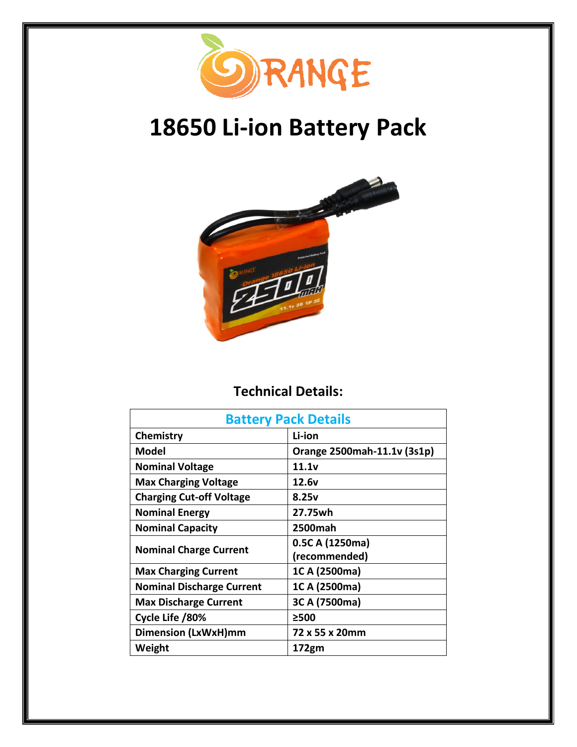# 18650 Li-ion Battery Pack

## Technical Details:

| Battery Pack Details | |
|---|---|
| **Chemistry** | **Li-ion** |
| **Model** | **Orange 2500mah-11.1v (3s1p)** |
| **Nominal Voltage** | **11.1v** |
| **Max Charging Voltage** | **12.6v** |
| **Charging Cut-off Voltage** | **8.25v** |
| **Nominal Energy** | **27.75wh** |
| **Nominal Capacity** | **2500mah** |
| **Nominal Charge Current** | **0.5C A (1250ma) (recommended)** |
| **Max Charging Current** | **1C A (2500ma)** |
| **Nominal Discharge Current** | **1C A (2500ma)** |
| **Max Discharge Current** | **3C A (7500ma)** |
| **Cycle Life /80%** | **≥500** |
| **Dimension (LxWxH)mm** | **72 x 55 x 20mm** |
| **Weight** | **172gm** |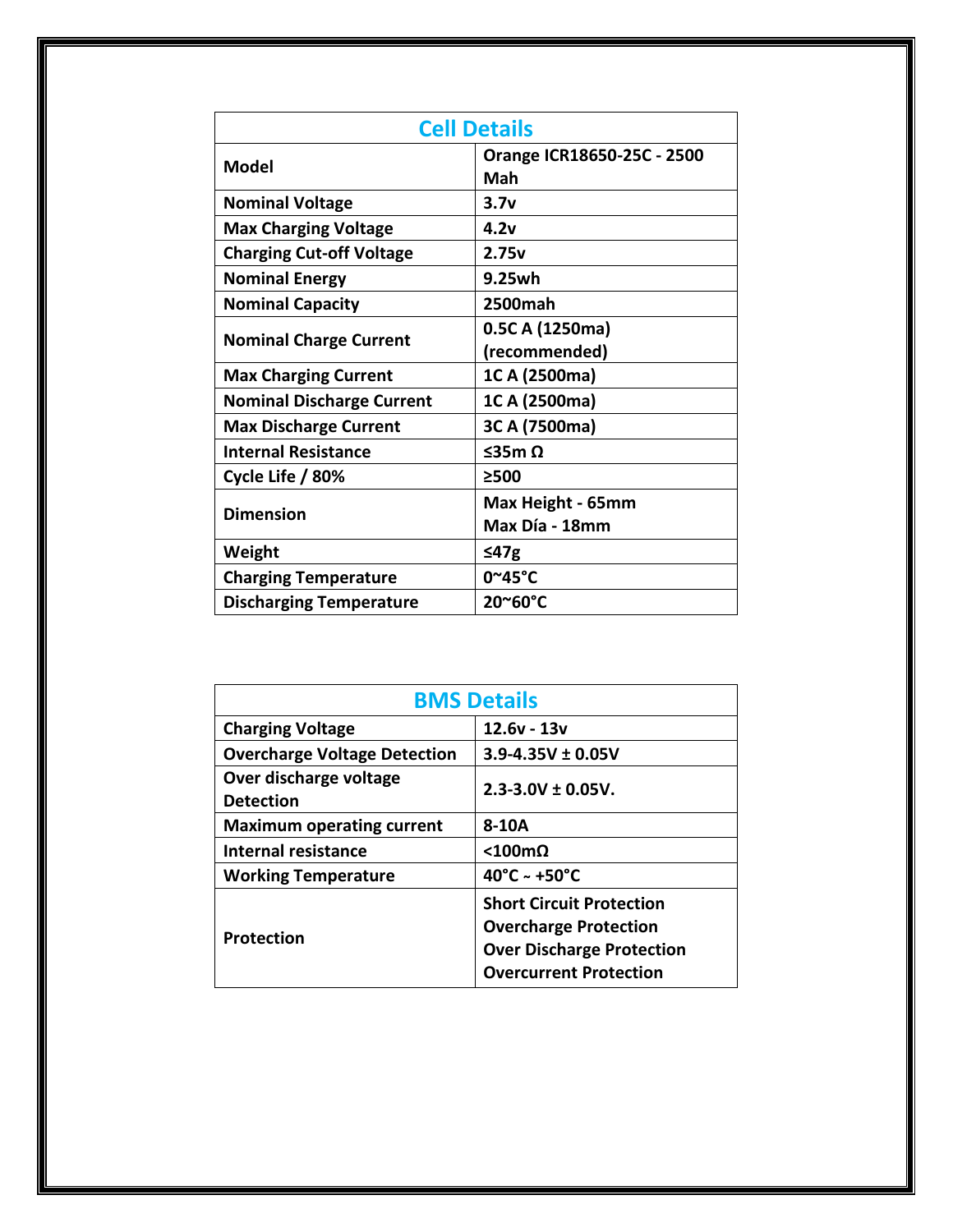| Cell Details | |
|---|---|
| **Model** | **Orange ICR18650-25C - 2500 Mah** |
| **Nominal Voltage** | **3.7v** |
| **Max Charging Voltage** | **4.2v** |
| **Charging Cut-off Voltage** | **2.75v** |
| **Nominal Energy** | **9.25wh** |
| **Nominal Capacity** | **2500mah** |
| **Nominal Charge Current** | **0.5C A (1250ma) (recommended)** |
| **Max Charging Current** | **1C A (2500ma)** |
| **Nominal Discharge Current** | **1C A (2500ma)** |
| **Max Discharge Current** | **3C A (7500ma)** |
| **Internal Resistance** | **≤35m Ω** |
| **Cycle Life / 80%** | **≥500** |
| **Dimension** | **Max Height - 65mm**<br>**Max Día - 18mm** |
| **Weight** | **≤47g** |
| **Charging Temperature** | **0~45°C** |
| **Discharging Temperature** | **20~60°C** |

| BMS Details | |
|---|---|
| **Charging Voltage** | **12.6v - 13v** |
| **Overcharge Voltage Detection** | **3.9-4.35V ± 0.05V** |
| **Over discharge voltage Detection** | **2.3-3.0V ± 0.05V.** |
| **Maximum operating current** | **8-10A** |
| **Internal resistance** | **<100mΩ** |
| **Working Temperature** | **40°C ~ +50°C** |
| **Protection** | **Short Circuit Protection**<br>**Overcharge Protection**<br>**Over Discharge Protection**<br>**Overcurrent Protection** |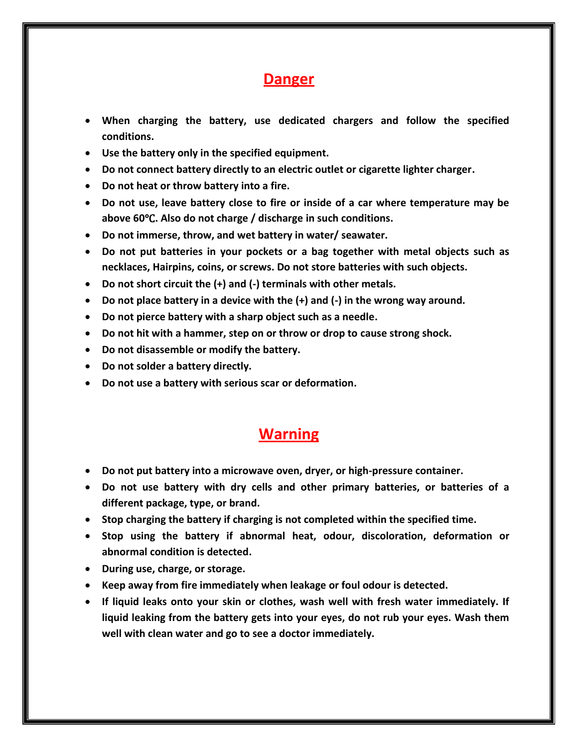## Danger

- **When charging the battery, use dedicated chargers and follow the specified conditions.**
- **Use the battery only in the specified equipment.**
- **Do not connect battery directly to an electric outlet or cigarette lighter charger.**
- **Do not heat or throw battery into a fire.**
- **Do not use, leave battery close to fire or inside of a car where temperature may be above 60℃. Also do not charge / discharge in such conditions.**
- **Do not immerse, throw, and wet battery in water/ seawater.**
- **Do not put batteries in your pockets or a bag together with metal objects such as necklaces, Hairpins, coins, or screws. Do not store batteries with such objects.**
- **Do not short circuit the (+) and (-) terminals with other metals.**
- **Do not place battery in a device with the (+) and (-) in the wrong way around.**
- **Do not pierce battery with a sharp object such as a needle.**
- **Do not hit with a hammer, step on or throw or drop to cause strong shock.**
- **Do not disassemble or modify the battery.**
- **Do not solder a battery directly.**
- **Do not use a battery with serious scar or deformation.**

## Warning

- **Do not put battery into a microwave oven, dryer, or high-pressure container.**
- **Do not use battery with dry cells and other primary batteries, or batteries of a different package, type, or brand.**
- **Stop charging the battery if charging is not completed within the specified time.**
- **Stop using the battery if abnormal heat, odour, discoloration, deformation or abnormal condition is detected.**
- **During use, charge, or storage.**
- **Keep away from fire immediately when leakage or foul odour is detected.**
- **If liquid leaks onto your skin or clothes, wash well with fresh water immediately. If liquid leaking from the battery gets into your eyes, do not rub your eyes. Wash them well with clean water and go to see a doctor immediately.**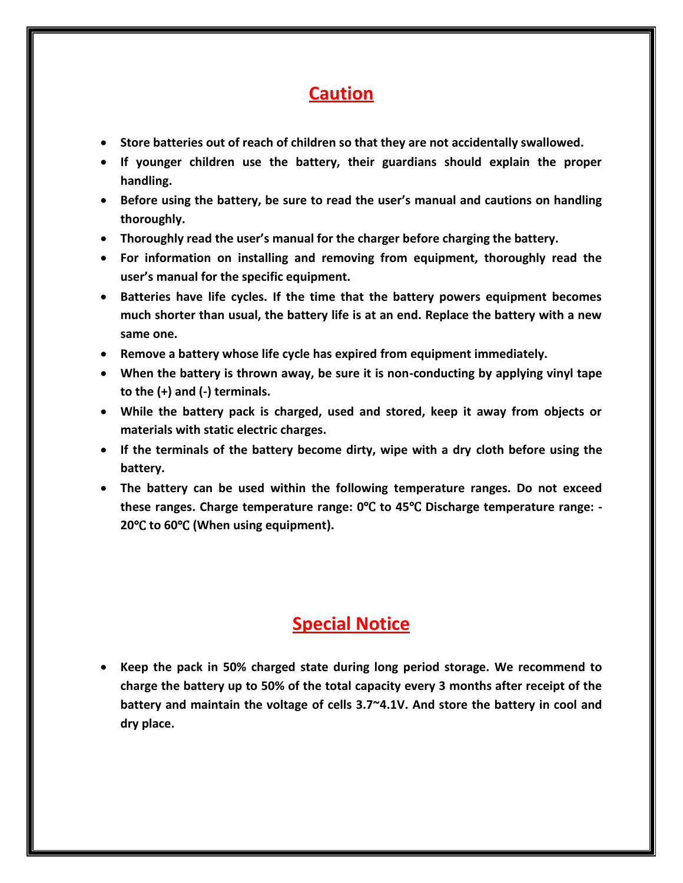# Caution

- **Store batteries out of reach of children so that they are not accidentally swallowed.**
- **If younger children use the battery, their guardians should explain the proper handling.**
- **Before using the battery, be sure to read the user's manual and cautions on handling thoroughly.**
- **Thoroughly read the user's manual for the charger before charging the battery.**
- **For information on installing and removing from equipment, thoroughly read the user's manual for the specific equipment.**
- **Batteries have life cycles. If the time that the battery powers equipment becomes much shorter than usual, the battery life is at an end. Replace the battery with a new same one.**
- **Remove a battery whose life cycle has expired from equipment immediately.**
- **When the battery is thrown away, be sure it is non-conducting by applying vinyl tape to the (+) and (-) terminals.**
- **While the battery pack is charged, used and stored, keep it away from objects or materials with static electric charges.**
- **If the terminals of the battery become dirty, wipe with a dry cloth before using the battery.**
- **The battery can be used within the following temperature ranges. Do not exceed these ranges. Charge temperature range: 0℃ to 45℃ Discharge temperature range: -20℃ to 60℃ (When using equipment).**

# Special Notice

- **Keep the pack in 50% charged state during long period storage. We recommend to charge the battery up to 50% of the total capacity every 3 months after receipt of the battery and maintain the voltage of cells 3.7~4.1V. And store the battery in cool and dry place.**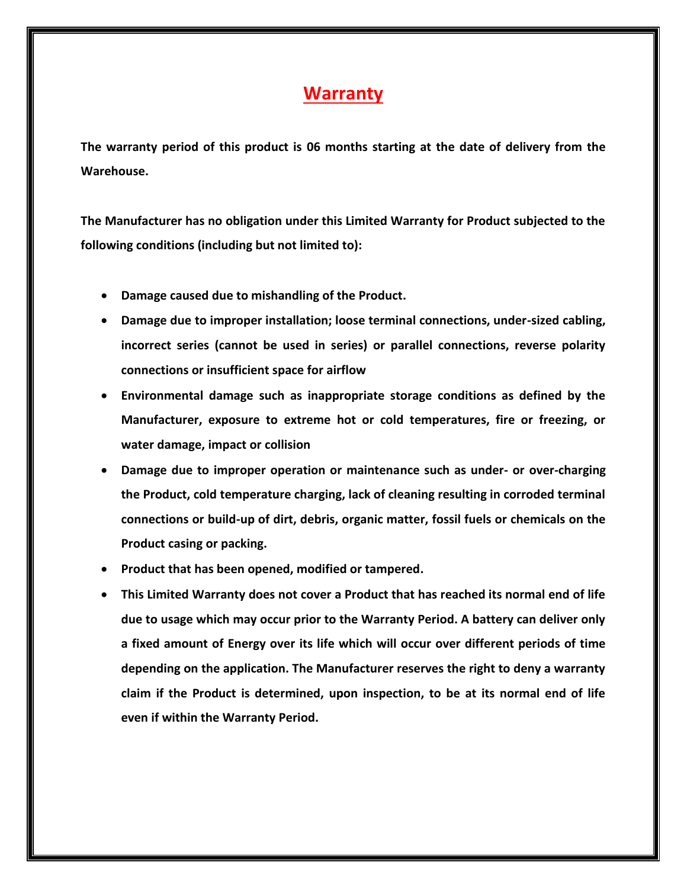# Warranty

**The warranty period of this product is 06 months starting at the date of delivery from the Warehouse.**

**The Manufacturer has no obligation under this Limited Warranty for Product subjected to the following conditions (including but not limited to):**

- **Damage caused due to mishandling of the Product.**
- **Damage due to improper installation; loose terminal connections, under-sized cabling, incorrect series (cannot be used in series) or parallel connections, reverse polarity connections or insufficient space for airflow**
- **Environmental damage such as inappropriate storage conditions as defined by the Manufacturer, exposure to extreme hot or cold temperatures, fire or freezing, or water damage, impact or collision**
- **Damage due to improper operation or maintenance such as under- or over-charging the Product, cold temperature charging, lack of cleaning resulting in corroded terminal connections or build-up of dirt, debris, organic matter, fossil fuels or chemicals on the Product casing or packing.**
- **Product that has been opened, modified or tampered.**
- **This Limited Warranty does not cover a Product that has reached its normal end of life due to usage which may occur prior to the Warranty Period. A battery can deliver only a fixed amount of Energy over its life which will occur over different periods of time depending on the application. The Manufacturer reserves the right to deny a warranty claim if the Product is determined, upon inspection, to be at its normal end of life even if within the Warranty Period.**